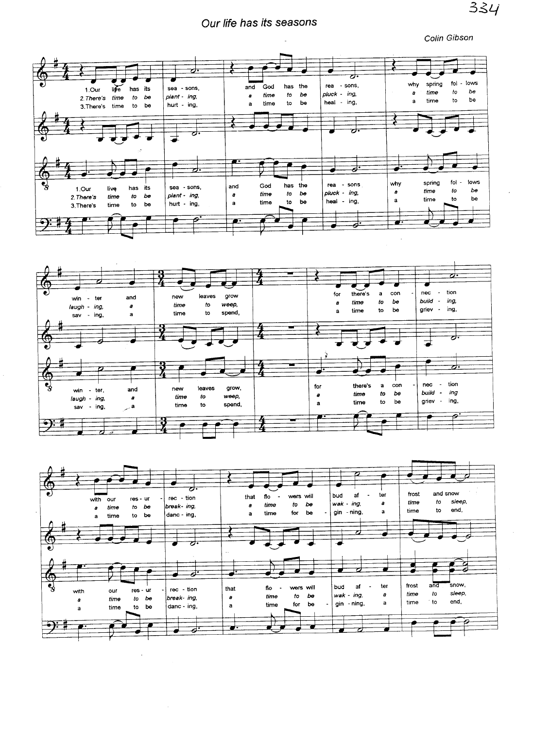# Our life has its seasons

Colin Gibson

1. Our life has its seasons, and God has the reasons, why spring follows winter and new leaves grow for there's a connection with our resurrection that flowers will bud after frost and snow

*2. There's time to be planting, a time to be plucking, a time to be laughing, a time to weep, a time to be building, a time to be breaking, a time to be waking, a time to sleep,*

3. There's time to be hurting, a time to be healing, a time to be saving, a time to spend, a time to be grieving, a time to be dancing, a time for beginning, a time to end,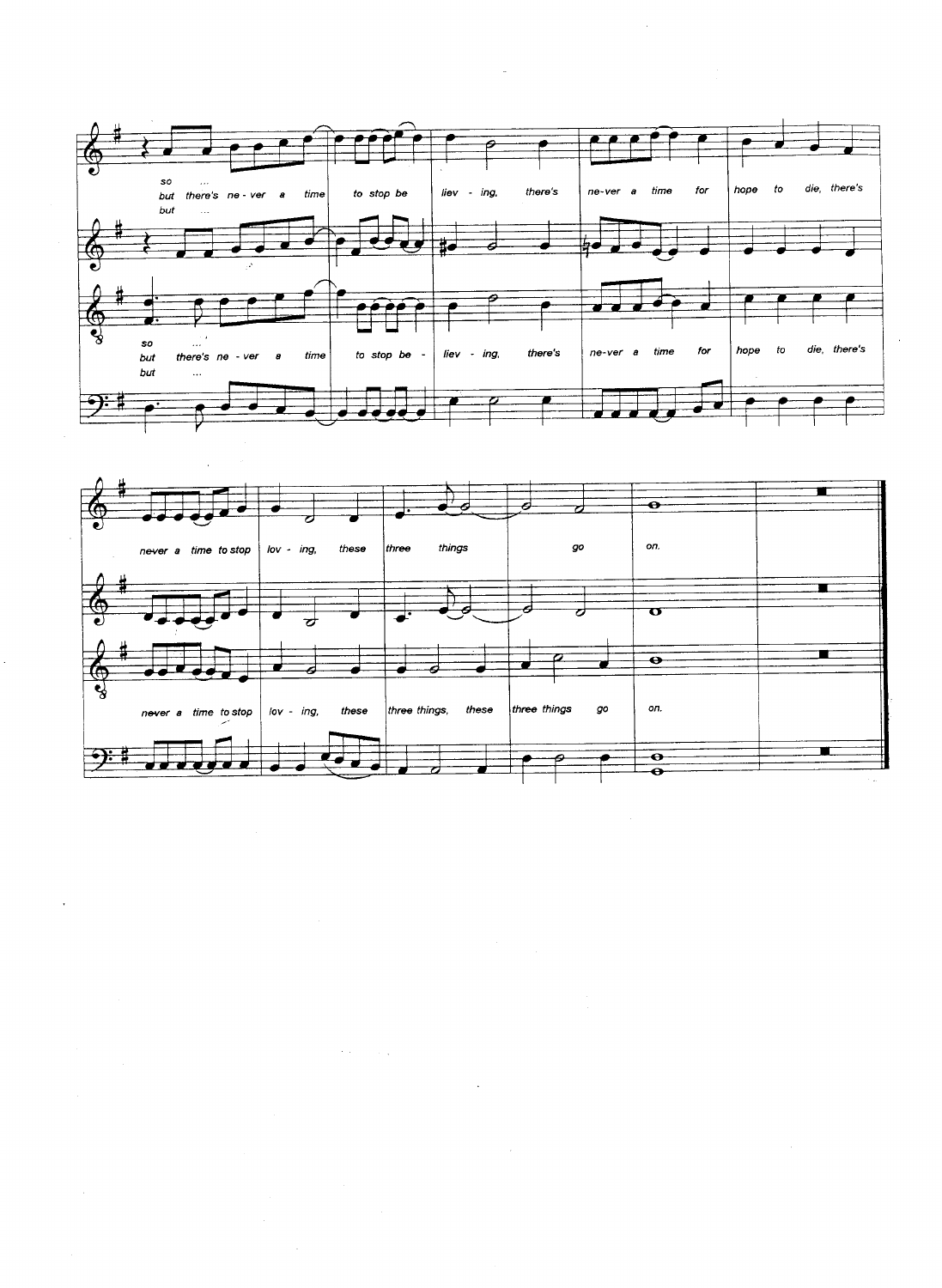so ...

but there's ne - ver a time to stop be liev - ing, there's ne-ver a time for hope to die, there's

but ...

so ...

but there's ne - ver a time to stop be - liev - ing, there's ne-ver a time for hope to die, there's

but ...

never a time to stop lov - ing, these three things go on.

never a time to stop lov - ing, these three things, these three things go on.